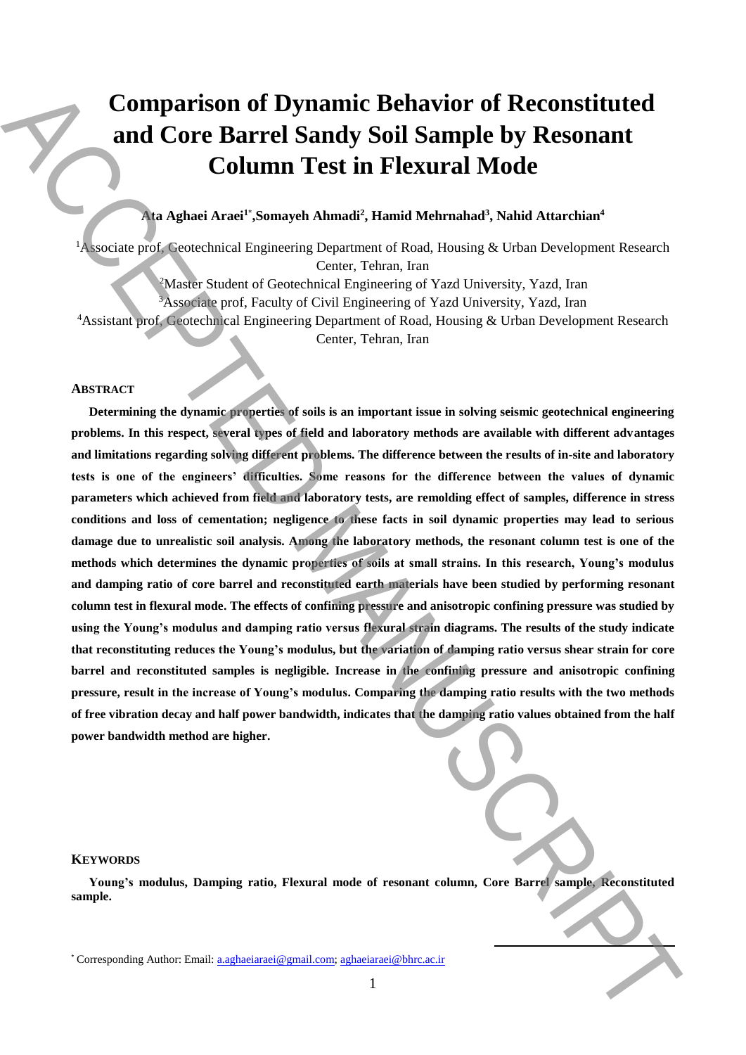# Comparison of Dynamic Behavior of Reconstituted and Core Barrel Sandy Soil Sample by Resonant Column Test in Flexural Mode

**Ata Aghaei Araei[1*], Somayeh Ahmadi[2], Hamid Mehrnahad[3], Nahid Attarchian[4]**

[1]Associate prof, Geotechnical Engineering Department of Road, Housing & Urban Development Research Center, Tehran, Iran

[2]Master Student of Geotechnical Engineering of Yazd University, Yazd, Iran

[3]Associate prof, Faculty of Civil Engineering of Yazd University, Yazd, Iran

[4]Assistant prof, Geotechnical Engineering Department of Road, Housing & Urban Development Research Center, Tehran, Iran

## Abstract

**Determining the dynamic properties of soils is an important issue in solving seismic geotechnical engineering problems. In this respect, several types of field and laboratory methods are available with different advantages and limitations regarding solving different problems. The difference between the results of in-site and laboratory tests is one of the engineers' difficulties. Some reasons for the difference between the values of dynamic parameters which achieved from field and laboratory tests, are remolding effect of samples, difference in stress conditions and loss of cementation; negligence to these facts in soil dynamic properties may lead to serious damage due to unrealistic soil analysis. Among the laboratory methods, the resonant column test is one of the methods which determines the dynamic properties of soils at small strains. In this research, Young's modulus and damping ratio of core barrel and reconstituted earth materials have been studied by performing resonant column test in flexural mode. The effects of confining pressure and anisotropic confining pressure was studied by using the Young's modulus and damping ratio versus flexural strain diagrams. The results of the study indicate that reconstituting reduces the Young's modulus, but the variation of damping ratio versus shear strain for core barrel and reconstituted samples is negligible. Increase in the confining pressure and anisotropic confining pressure, result in the increase of Young's modulus. Comparing the damping ratio results with the two methods of free vibration decay and half power bandwidth, indicates that the damping ratio values obtained from the half power bandwidth method are higher.**

## Keywords

**Young's modulus, Damping ratio, Flexural mode of resonant column, Core Barrel sample, Reconstituted sample.**

[*] Corresponding Author: Email: a.aghaeiaraei@gmail.com; aghaeiaraei@bhrc.ac.ir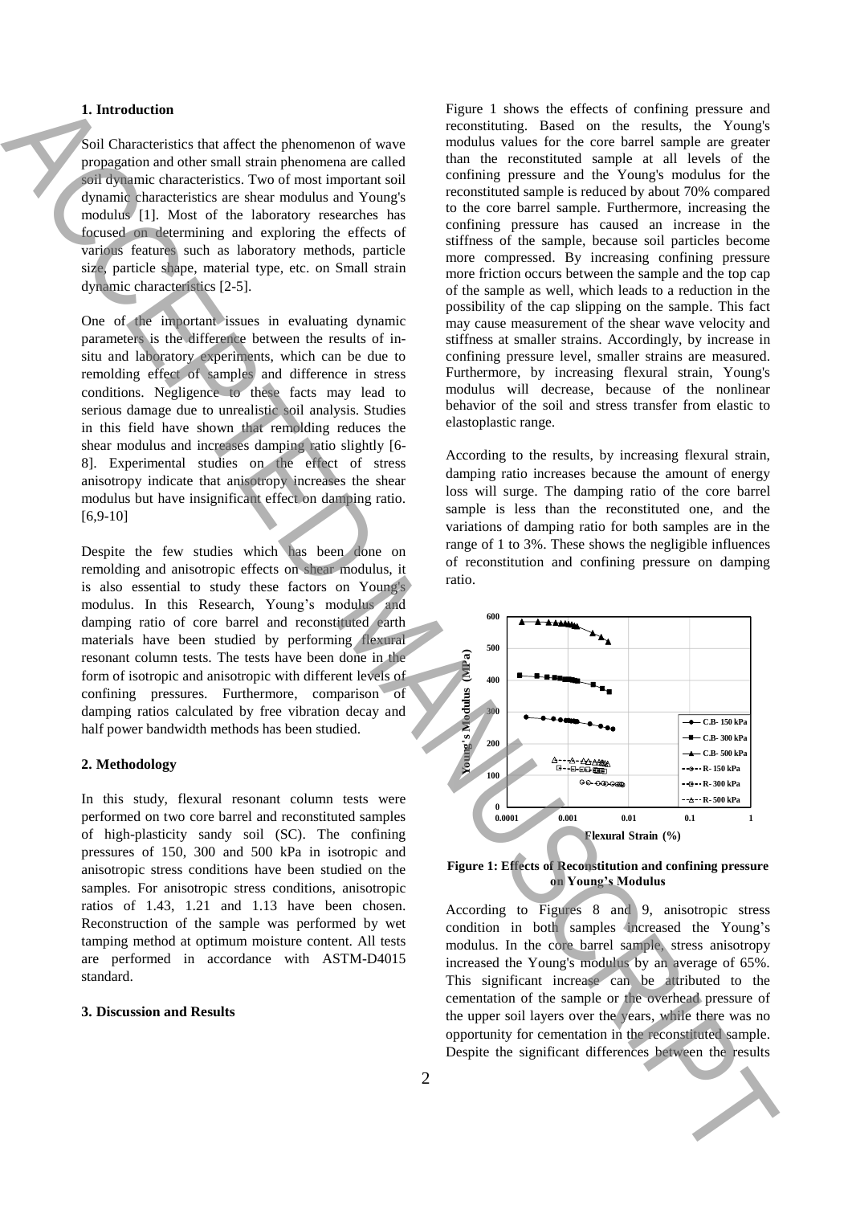## 1. Introduction

Soil Characteristics that affect the phenomenon of wave propagation and other small strain phenomena are called soil dynamic characteristics. Two of most important soil dynamic characteristics are shear modulus and Young's modulus [1]. Most of the laboratory researches has focused on determining and exploring the effects of various features such as laboratory methods, particle size, particle shape, material type, etc. on Small strain dynamic characteristics [2-5].

One of the important issues in evaluating dynamic parameters is the difference between the results of in-situ and laboratory experiments, which can be due to remolding effect of samples and difference in stress conditions. Negligence to these facts may lead to serious damage due to unrealistic soil analysis. Studies in this field have shown that remolding reduces the shear modulus and increases damping ratio slightly [6-8]. Experimental studies on the effect of stress anisotropy indicate that anisotropy increases the shear modulus but have insignificant effect on damping ratio. [6,9-10]

Despite the few studies which has been done on remolding and anisotropic effects on shear modulus, it is also essential to study these factors on Young's modulus. In this Research, Young's modulus and damping ratio of core barrel and reconstituted earth materials have been studied by performing flexural resonant column tests. The tests have been done in the form of isotropic and anisotropic with different levels of confining pressures. Furthermore, comparison of damping ratios calculated by free vibration decay and half power bandwidth methods has been studied.

## 2. Methodology

In this study, flexural resonant column tests were performed on two core barrel and reconstituted samples of high-plasticity sandy soil (SC). The confining pressures of 150, 300 and 500 kPa in isotropic and anisotropic stress conditions have been studied on the samples. For anisotropic stress conditions, anisotropic ratios of 1.43, 1.21 and 1.13 have been chosen. Reconstruction of the sample was performed by wet tamping method at optimum moisture content. All tests are performed in accordance with ASTM-D4015 standard.

## 3. Discussion and Results

Figure 1 shows the effects of confining pressure and reconstituting. Based on the results, the Young's modulus values for the core barrel sample are greater than the reconstituted sample at all levels of the confining pressure and the Young's modulus for the reconstituted sample is reduced by about 70% compared to the core barrel sample. Furthermore, increasing the confining pressure has caused an increase in the stiffness of the sample, because soil particles become more compressed. By increasing confining pressure more friction occurs between the sample and the top cap of the sample as well, which leads to a reduction in the possibility of the cap slipping on the sample. This fact may cause measurement of the shear wave velocity and stiffness at smaller strains. Accordingly, by increase in confining pressure level, smaller strains are measured. Furthermore, by increasing flexural strain, Young's modulus will decrease, because of the nonlinear behavior of the soil and stress transfer from elastic to elastoplastic range.

According to the results, by increasing flexural strain, damping ratio increases because the amount of energy loss will surge. The damping ratio of the core barrel sample is less than the reconstituted one, and the variations of damping ratio for both samples are in the range of 1 to 3%. These shows the negligible influences of reconstitution and confining pressure on damping ratio.

Young's Modulus (MPa)
0
100
200
300
400
500
600
Flexural Strain (%)
0.0001
0.001
0.01
0.1
1
C.B- 150 kPa
C.B- 300 kPa
C.B- 500 kPa
R- 150 kPa
R- 300 kPa
R- 500 kPa

**Figure 1: Effects of Reconstitution and confining pressure on Young's Modulus**

According to Figures 8 and 9, anisotropic stress condition in both samples increased the Young's modulus. In the core barrel sample, stress anisotropy increased the Young's modulus by an average of 65%. This significant increase can be attributed to the cementation of the sample or the overhead pressure of the upper soil layers over the years, while there was no opportunity for cementation in the reconstituted sample. Despite the significant differences between the results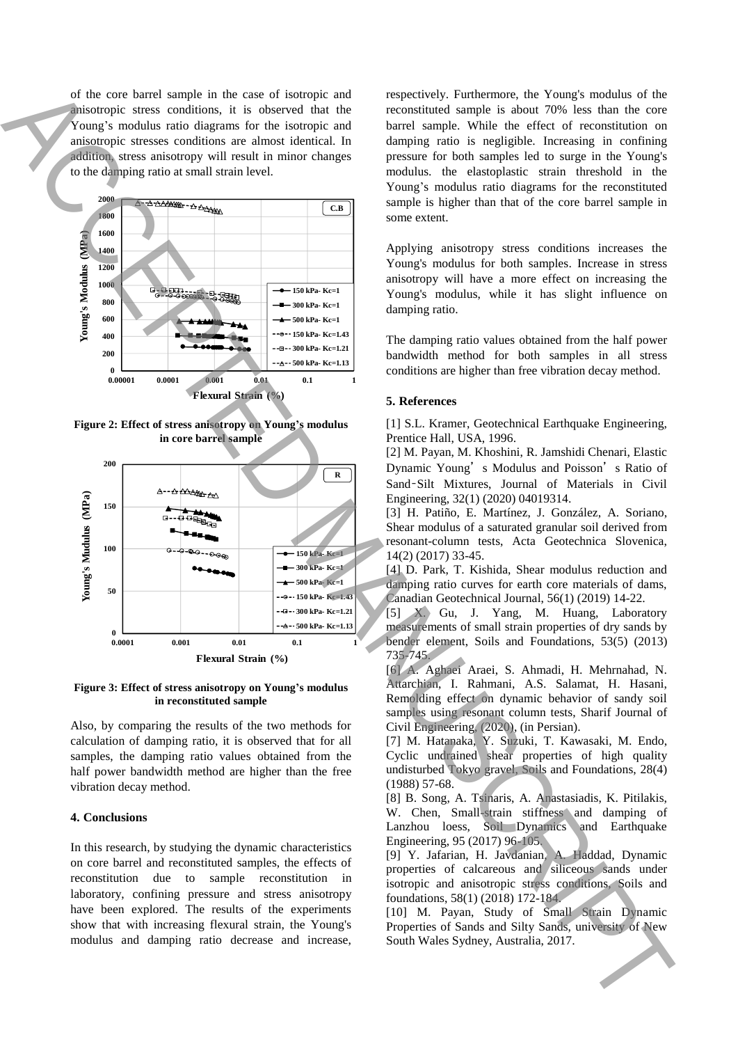of the core barrel sample in the case of isotropic and anisotropic stress conditions, it is observed that the Young's modulus ratio diagrams for the isotropic and anisotropic stresses conditions are almost identical. In addition, stress anisotropy will result in minor changes to the damping ratio at small strain level.

C.B

Young's Modulus (MPa)

Flexural Strain (%)

150 kPa- Kc=1
300 kPa- Kc=1
500 kPa- Kc=1
150 kPa- Kc=1.43
300 kPa- Kc=1.21
500 kPa- Kc=1.13

**Figure 2: Effect of stress anisotropy on Young's modulus in core barrel sample**

R

Young's Mudulus (MPa)

Flexural Strain (%)

150 kPa- Kc=1
300 kPa- Kc=1
500 kPa- Kc=1
150 kPa- Kc=1.43
300 kPa- Kc=1.21
500 kPa- Kc=1.13

**Figure 3: Effect of stress anisotropy on Young's modulus in reconstituted sample**

Also, by comparing the results of the two methods for calculation of damping ratio, it is observed that for all samples, the damping ratio values obtained from the half power bandwidth method are higher than the free vibration decay method.

## 4. Conclusions

In this research, by studying the dynamic characteristics on core barrel and reconstituted samples, the effects of reconstitution due to sample reconstitution in laboratory, confining pressure and stress anisotropy have been explored. The results of the experiments show that with increasing flexural strain, the Young's modulus and damping ratio decrease and increase, respectively. Furthermore, the Young's modulus of the reconstituted sample is about 70% less than the core barrel sample. While the effect of reconstitution on damping ratio is negligible. Increasing in confining pressure for both samples led to surge in the Young's modulus. the elastoplastic strain threshold in the Young's modulus ratio diagrams for the reconstituted sample is higher than that of the core barrel sample in some extent.

Applying anisotropy stress conditions increases the Young's modulus for both samples. Increase in stress anisotropy will have a more effect on increasing the Young's modulus, while it has slight influence on damping ratio.

The damping ratio values obtained from the half power bandwidth method for both samples in all stress conditions are higher than free vibration decay method.

## 5. References

[1] S.L. Kramer, Geotechnical Earthquake Engineering, Prentice Hall, USA, 1996.

[2] M. Payan, M. Khoshini, R. Jamshidi Chenari, Elastic Dynamic Young's Modulus and Poisson's Ratio of Sand-Silt Mixtures, Journal of Materials in Civil Engineering, 32(1) (2020) 04019314.

[3] H. Patiño, E. Martínez, J. González, A. Soriano, Shear modulus of a saturated granular soil derived from resonant-column tests, Acta Geotechnica Slovenica, 14(2) (2017) 33-45.

[4] D. Park, T. Kishida, Shear modulus reduction and damping ratio curves for earth core materials of dams, Canadian Geotechnical Journal, 56(1) (2019) 14-22.

[5] X. Gu, J. Yang, M. Huang, Laboratory measurements of small strain properties of dry sands by bender element, Soils and Foundations, 53(5) (2013) 735-745.

[6] A. Aghaei Araei, S. Ahmadi, H. Mehrnahad, N. Attarchian, I. Rahmani, A.S. Salamat, H. Hasani, Remolding effect on dynamic behavior of sandy soil samples using resonant column tests, Sharif Journal of Civil Engineering, (2020), (in Persian).

[7] M. Hatanaka, Y. Suzuki, T. Kawasaki, M. Endo, Cyclic undrained shear properties of high quality undisturbed Tokyo gravel, Soils and Foundations, 28(4) (1988) 57-68.

[8] B. Song, A. Tsinaris, A. Anastasiadis, K. Pitilakis, W. Chen, Small-strain stiffness and damping of Lanzhou loess, Soil Dynamics and Earthquake Engineering, 95 (2017) 96-105.

[9] Y. Jafarian, H. Javdanian, A. Haddad, Dynamic properties of calcareous and siliceous sands under isotropic and anisotropic stress conditions, Soils and foundations, 58(1) (2018) 172-184.

[10] M. Payan, Study of Small Strain Dynamic Properties of Sands and Silty Sands, university of New South Wales Sydney, Australia, 2017.